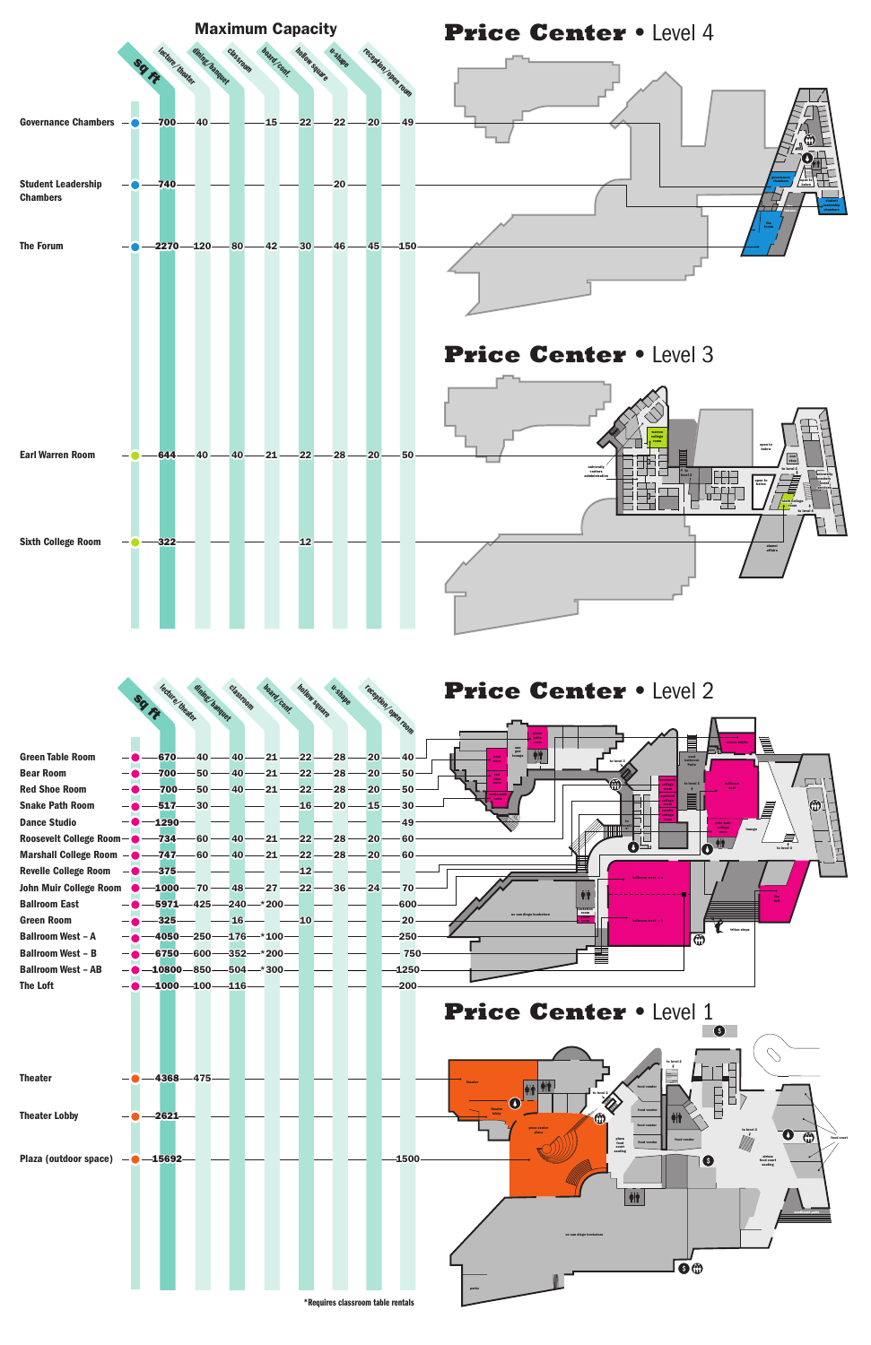# Maximum Capacity

## Price Center • Level 4

| Room | sq ft | lecture/theater | dining/banquet | classroom | board/conf. | hollow square | u-shape | reception/open room |
|---|---|---|---|---|---|---|---|---|
| Governance Chambers | 700 | 40 | | 15 | 22 | 22 | 20 | 49 |
| Student Leadership Chambers | 740 | | | | | 20 | | |
| The Forum | 2270 | 120 | 80 | 42 | 30 | 46 | 45 | 150 |

## Price Center • Level 3

| Room | sq ft | lecture/theater | dining/banquet | classroom | board/conf. | hollow square | u-shape | reception/open room |
|---|---|---|---|---|---|---|---|---|
| Earl Warren Room | 644 | 40 | 40 | 21 | 22 | 28 | 20 | 50 |
| Sixth College Room | 322 | | | | 12 | | | |

## Price Center • Level 2

| Room | sq ft | lecture/theater | dining/banquet | classroom | board/conf. | hollow square | u-shape | reception/open room |
|---|---|---|---|---|---|---|---|---|
| Green Table Room | 670 | 40 | 40 | 21 | 22 | 28 | 20 | 40 |
| Bear Room | 700 | 50 | 40 | 21 | 22 | 28 | 20 | 50 |
| Red Shoe Room | 700 | 50 | 40 | 21 | 22 | 28 | 20 | 50 |
| Snake Path Room | 517 | 30 | | | 16 | 20 | 15 | 30 |
| Dance Studio | 1290 | | | | | | | 49 |
| Roosevelt College Room | 734 | 60 | 40 | 21 | 22 | 28 | 20 | 60 |
| Marshall College Room | 747 | 60 | 40 | 21 | 22 | 28 | 20 | 60 |
| Revelle College Room | 375 | | | | 12 | | | |
| John Muir College Room | 1000 | 70 | 48 | 27 | 22 | 36 | 24 | 70 |
| Ballroom East | 5971 | 425 | 240 | *200 | | | | 600 |
| Green Room | 325 | | 16 | | 10 | | | 20 |
| Ballroom West – A | 4050 | 250 | 176 | *100 | | | | 250 |
| Ballroom West – B | 6750 | 600 | 352 | *200 | | | | 750 |
| Ballroom West – AB | 10800 | 850 | 504 | *300 | | | | 1250 |
| The Loft | 1000 | 100 | 116 | | | | | 200 |

## Price Center • Level 1

| Room | sq ft | lecture/theater | dining/banquet | classroom | board/conf. | hollow square | u-shape | reception/open room |
|---|---|---|---|---|---|---|---|---|
| Theater | 4368 | 475 | | | | | | |
| Theater Lobby | 2621 | | | | | | | |
| Plaza (outdoor space) | 15692 | | | | | | | 1500 |

*Requires classroom table rentals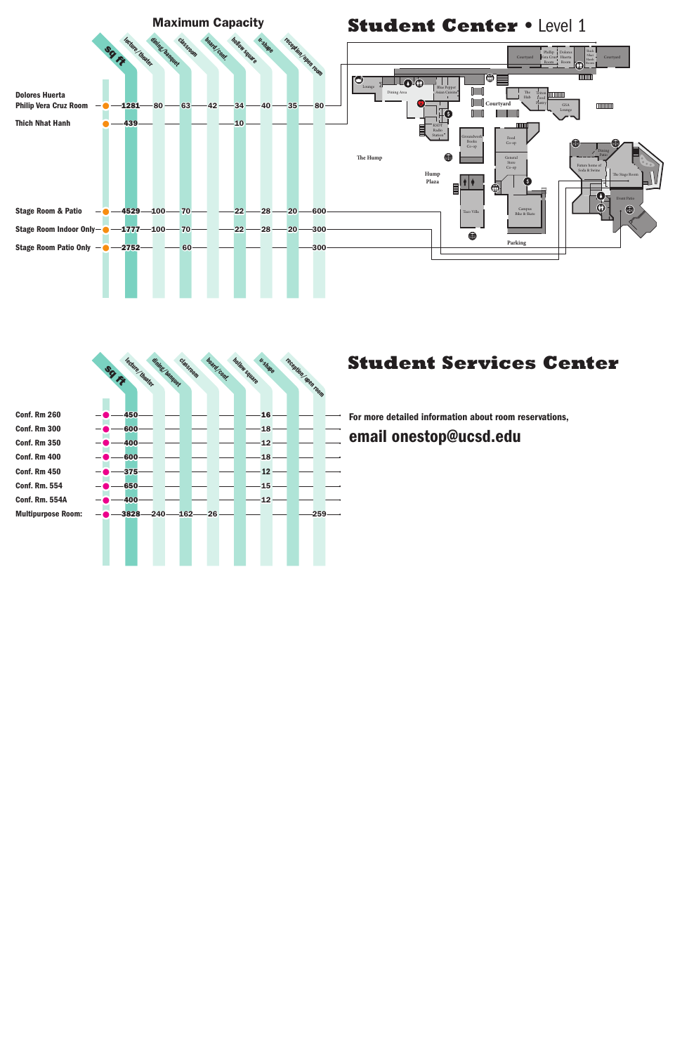# Student Center • Level 1

## Maximum Capacity

| | sq ft | lecture/theater | dining/banquet | classroom | board/conf. | hollow square | u-shape | reception/open room |
|---|---|---|---|---|---|---|---|---|
| Dolores Huerta Philip Vera Cruz Room | 1281 | 80 | 63 | 42 | 34 | 40 | 35 | 80 |
| Thich Nhat Hanh | 439 | | | | 10 | | | |
| Stage Room & Patio | 4529 | 100 | 70 | | 22 | 28 | 20 | 600 |
| Stage Room Indoor Only | 1777 | 100 | 70 | | 22 | 28 | 20 | 300 |
| Stage Room Patio Only | 2752 | | 60 | | | | | 300 |

Courtyard
Phillip Vera Cruz Room
Dolores Huerta Room
Thich Nhat Hanh Room
Courtyard
Lounge
Dining Area
Blue Pepper Asian Cuisine
Courtyard
The Hub
Triton Food Pantry
GSA Lounge
KSDT Radio Station
Groundwork Books Co-op
Food Co-op
General Store Co-op
The Hump
Hump Plaza
Taco Villa
Campus Bike & Skate
Parking
Dining Patio
Future home of Soda & Swine
The Stage Room
Event Patio

# Student Services Center

| | sq ft | lecture/theater | dining/banquet | classroom | board/conf. | hollow square | u-shape | reception/open room |
|---|---|---|---|---|---|---|---|---|
| Conf. Rm 260 | 450 | | | | | 16 | | |
| Conf. Rm 300 | 600 | | | | | 18 | | |
| Conf. Rm 350 | 400 | | | | | 12 | | |
| Conf. Rm 400 | 600 | | | | | 18 | | |
| Conf. Rm 450 | 375 | | | | | 12 | | |
| Conf. Rm. 554 | 650 | | | | | 15 | | |
| Conf. Rm. 554A | 400 | | | | | 12 | | |
| Multipurpose Room: | 3828 | 240 | 162 | 26 | | | | 259 |

**For more detailed information about room reservations,**

## email onestop@ucsd.edu